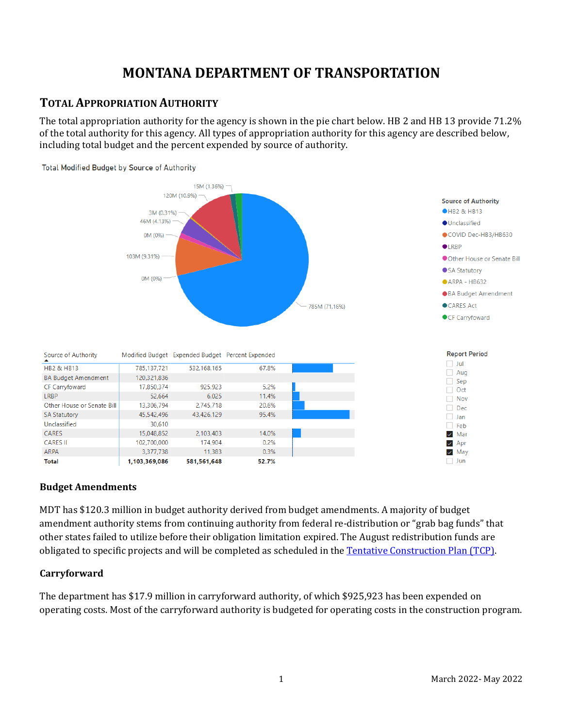# MONTANA DEPARTMENT OF TRANSPORTATION

## TOTAL APPROPRIATION AUTHORITY

The total appropriation authority for the agency is shown in the pie chart below. HB 2 and HB 13 provide 71.2% of the total authority for this agency. All types of appropriation authority for this agency are described below, including total budget and the percent expended by source of authority.

Total Modified Budget by Source of Authority

| Source of Authority | Modified Budget | Expended Budget | Percent Expended |
|---|---|---|---|
| HB2 & HB13 | 785,137,721 | 532,168,165 | 67.8% |
| BA Budget Amendment | 120,321,836 | | |
| CF Carryforward | 17,850,374 | 925,923 | 5.2% |
| LRBP | 52,664 | 6,025 | 11.4% |
| Other House or Senate Bill | 13,306,794 | 2,745,718 | 20.6% |
| SA Statutory | 45,542,496 | 43,426,129 | 95.4% |
| Unclassified | 30,610 | | |
| CARES | 15,048,852 | 2,103,403 | 14.0% |
| CARES II | 102,700,000 | 174,904 | 0.2% |
| ARPA | 3,377,738 | 11,383 | 0.3% |
| **Total** | **1,103,369,086** | **581,561,648** | **52.7%** |

Report Period: Mar, Apr, May

### Budget Amendments

MDT has $120.3 million in budget authority derived from budget amendments. A majority of budget amendment authority stems from continuing authority from federal re-distribution or "grab bag funds" that other states failed to utilize before their obligation limitation expired. The August redistribution funds are obligated to specific projects and will be completed as scheduled in the Tentative Construction Plan (TCP).

### Carryforward

The department has $17.9 million in carryforward authority, of which $925,923 has been expended on operating costs. Most of the carryforward authority is budgeted for operating costs in the construction program.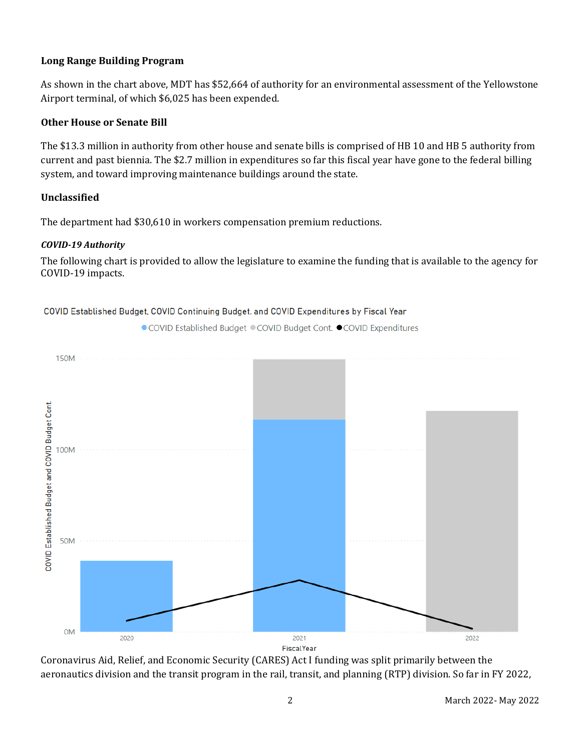### Long Range Building Program

As shown in the chart above, MDT has $52,664 of authority for an environmental assessment of the Yellowstone Airport terminal, of which $6,025 has been expended.

### Other House or Senate Bill

The $13.3 million in authority from other house and senate bills is comprised of HB 10 and HB 5 authority from current and past biennia. The $2.7 million in expenditures so far this fiscal year have gone to the federal billing system, and toward improving maintenance buildings around the state.

### Unclassified

The department had $30,610 in workers compensation premium reductions.

#### *COVID-19 Authority*

The following chart is provided to allow the legislature to examine the funding that is available to the agency for COVID-19 impacts.

COVID Established Budget, COVID Continuing Budget, and COVID Expenditures by Fiscal Year

Coronavirus Aid, Relief, and Economic Security (CARES) Act I funding was split primarily between the aeronautics division and the transit program in the rail, transit, and planning (RTP) division. So far in FY 2022,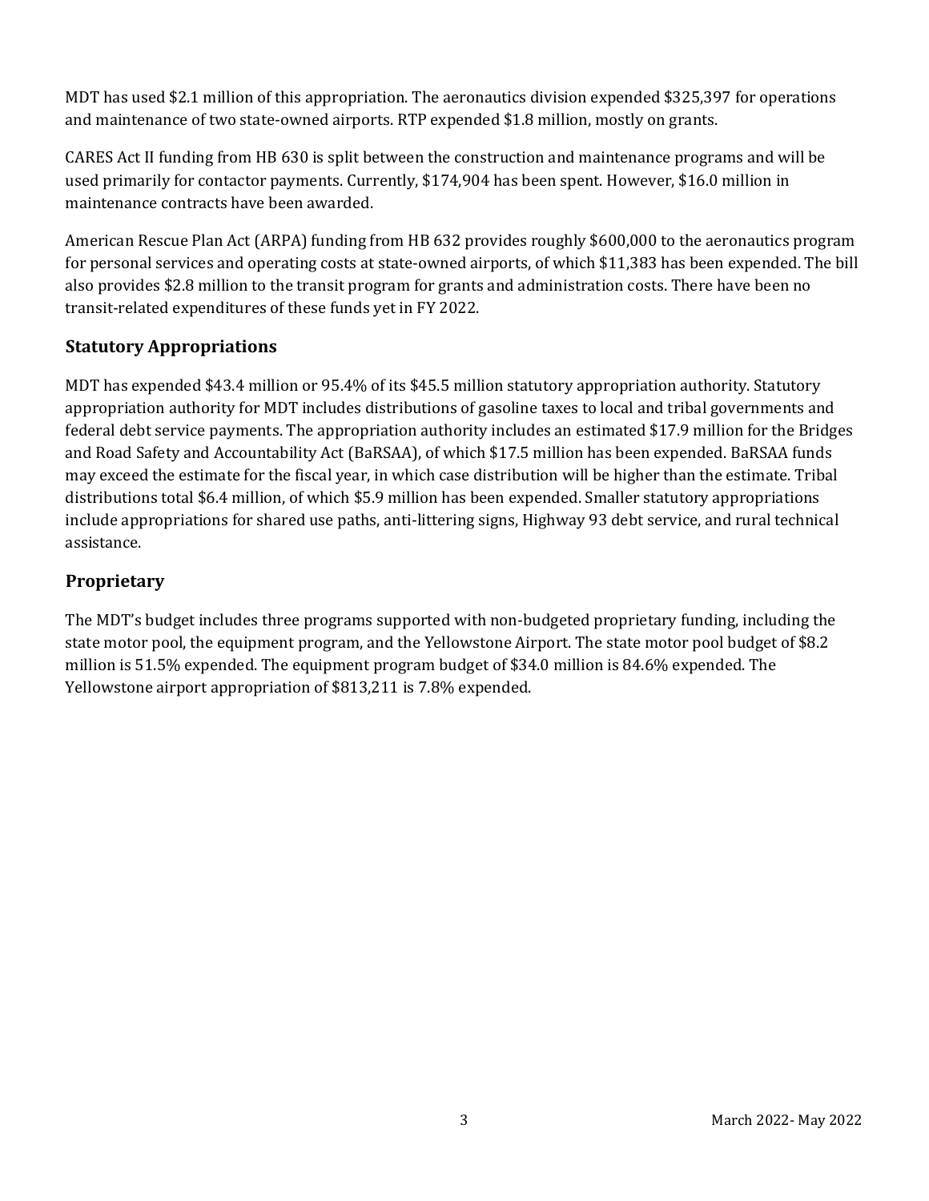MDT has used $2.1 million of this appropriation. The aeronautics division expended $325,397 for operations and maintenance of two state-owned airports. RTP expended $1.8 million, mostly on grants.

CARES Act II funding from HB 630 is split between the construction and maintenance programs and will be used primarily for contactor payments. Currently, $174,904 has been spent. However, $16.0 million in maintenance contracts have been awarded.

American Rescue Plan Act (ARPA) funding from HB 632 provides roughly $600,000 to the aeronautics program for personal services and operating costs at state-owned airports, of which $11,383 has been expended. The bill also provides $2.8 million to the transit program for grants and administration costs. There have been no transit-related expenditures of these funds yet in FY 2022.

## Statutory Appropriations

MDT has expended $43.4 million or 95.4% of its $45.5 million statutory appropriation authority. Statutory appropriation authority for MDT includes distributions of gasoline taxes to local and tribal governments and federal debt service payments. The appropriation authority includes an estimated $17.9 million for the Bridges and Road Safety and Accountability Act (BaRSAA), of which $17.5 million has been expended. BaRSAA funds may exceed the estimate for the fiscal year, in which case distribution will be higher than the estimate. Tribal distributions total $6.4 million, of which $5.9 million has been expended. Smaller statutory appropriations include appropriations for shared use paths, anti-littering signs, Highway 93 debt service, and rural technical assistance.

## Proprietary

The MDT's budget includes three programs supported with non-budgeted proprietary funding, including the state motor pool, the equipment program, and the Yellowstone Airport. The state motor pool budget of $8.2 million is 51.5% expended. The equipment program budget of $34.0 million is 84.6% expended. The Yellowstone airport appropriation of $813,211 is 7.8% expended.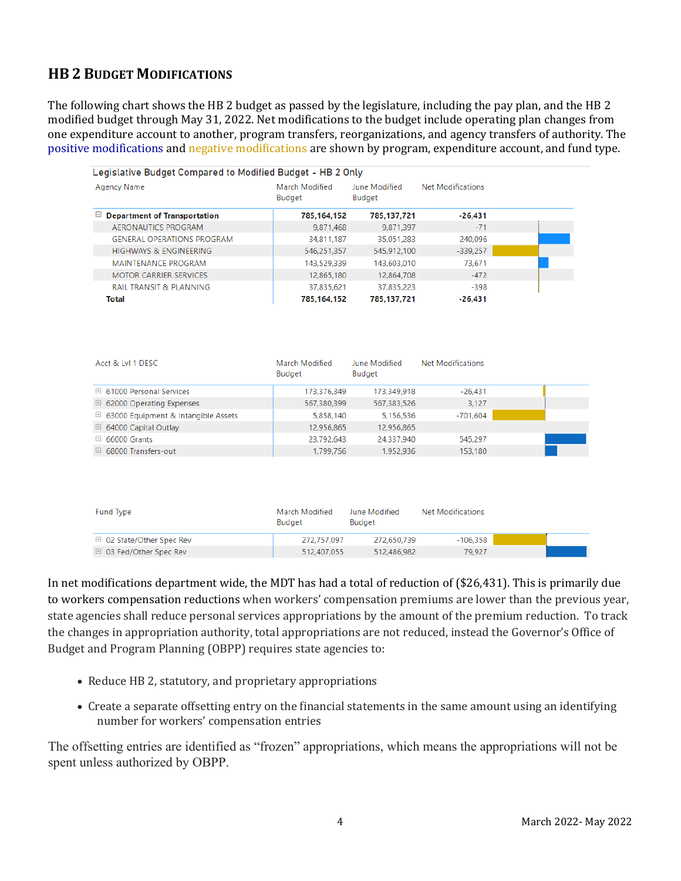## HB 2 Budget Modifications

The following chart shows the HB 2 budget as passed by the legislature, including the pay plan, and the HB 2 modified budget through May 31, 2022. Net modifications to the budget include operating plan changes from one expenditure account to another, program transfers, reorganizations, and agency transfers of authority. The positive modifications and negative modifications are shown by program, expenditure account, and fund type.

Legislative Budget Compared to Modified Budget - HB 2 Only

| Agency Name | March Modified Budget | June Modified Budget | Net Modifications |
|---|---|---|---|
| **Department of Transportation** | **785,164,152** | **785,137,721** | **-26,431** |
| AERONAUTICS PROGRAM | 9,871,468 | 9,871,397 | -71 |
| GENERAL OPERATIONS PROGRAM | 34,811,187 | 35,051,283 | 240,096 |
| HIGHWAYS & ENGINEERING | 546,251,357 | 545,912,100 | -339,257 |
| MAINTENANCE PROGRAM | 143,529,339 | 143,603,010 | 73,671 |
| MOTOR CARRIER SERVICES | 12,865,180 | 12,864,708 | -472 |
| RAIL TRANSIT & PLANNING | 37,835,621 | 37,835,223 | -398 |
| **Total** | **785,164,152** | **785,137,721** | **-26,431** |

| Acct & Lvl 1 DESC | March Modified Budget | June Modified Budget | Net Modifications |
|---|---|---|---|
| 61000 Personal Services | 173,376,349 | 173,349,918 | -26,431 |
| 62000 Operating Expenses | 567,380,399 | 567,383,526 | 3,127 |
| 63000 Equipment & Intangible Assets | 5,858,140 | 5,156,536 | -701,604 |
| 64000 Capital Outlay | 12,956,865 | 12,956,865 | |
| 66000 Grants | 23,792,643 | 24,337,940 | 545,297 |
| 68000 Transfers-out | 1,799,756 | 1,952,936 | 153,180 |

| Fund Type | March Modified Budget | June Modified Budget | Net Modifications |
|---|---|---|---|
| 02 State/Other Spec Rev | 272,757,097 | 272,650,739 | -106,358 |
| 03 Fed/Other Spec Rev | 512,407,055 | 512,486,982 | 79,927 |

In net modifications department wide, the MDT has had a total of reduction of ($26,431). This is primarily due to workers compensation reductions when workers' compensation premiums are lower than the previous year, state agencies shall reduce personal services appropriations by the amount of the premium reduction. To track the changes in appropriation authority, total appropriations are not reduced, instead the Governor's Office of Budget and Program Planning (OBPP) requires state agencies to:

- Reduce HB 2, statutory, and proprietary appropriations
- Create a separate offsetting entry on the financial statements in the same amount using an identifying number for workers' compensation entries

The offsetting entries are identified as "frozen" appropriations, which means the appropriations will not be spent unless authorized by OBPP.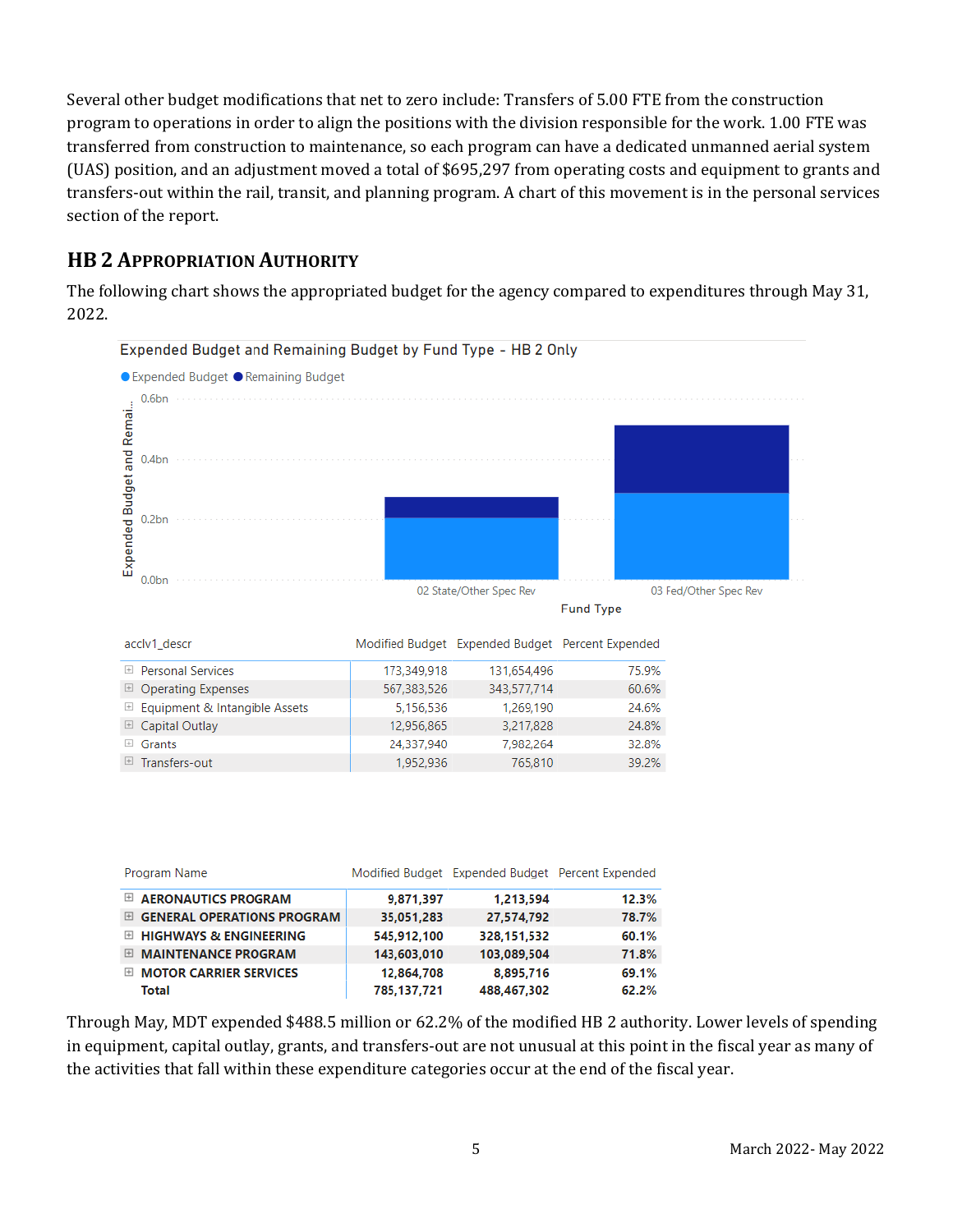Several other budget modifications that net to zero include: Transfers of 5.00 FTE from the construction program to operations in order to align the positions with the division responsible for the work. 1.00 FTE was transferred from construction to maintenance, so each program can have a dedicated unmanned aerial system (UAS) position, and an adjustment moved a total of $695,297 from operating costs and equipment to grants and transfers-out within the rail, transit, and planning program. A chart of this movement is in the personal services section of the report.

## HB 2 Appropriation Authority

The following chart shows the appropriated budget for the agency compared to expenditures through May 31, 2022.

Expended Budget and Remaining Budget by Fund Type - HB 2 Only

| acclv1_descr | Modified Budget | Expended Budget | Percent Expended |
|---|---|---|---|
| Personal Services | 173,349,918 | 131,654,496 | 75.9% |
| Operating Expenses | 567,383,526 | 343,577,714 | 60.6% |
| Equipment & Intangible Assets | 5,156,536 | 1,269,190 | 24.6% |
| Capital Outlay | 12,956,865 | 3,217,828 | 24.8% |
| Grants | 24,337,940 | 7,982,264 | 32.8% |
| Transfers-out | 1,952,936 | 765,810 | 39.2% |

| Program Name | Modified Budget | Expended Budget | Percent Expended |
|---|---|---|---|
| **AERONAUTICS PROGRAM** | **9,871,397** | **1,213,594** | **12.3%** |
| **GENERAL OPERATIONS PROGRAM** | **35,051,283** | **27,574,792** | **78.7%** |
| **HIGHWAYS & ENGINEERING** | **545,912,100** | **328,151,532** | **60.1%** |
| **MAINTENANCE PROGRAM** | **143,603,010** | **103,089,504** | **71.8%** |
| **MOTOR CARRIER SERVICES** | **12,864,708** | **8,895,716** | **69.1%** |
| **Total** | **785,137,721** | **488,467,302** | **62.2%** |

Through May, MDT expended $488.5 million or 62.2% of the modified HB 2 authority. Lower levels of spending in equipment, capital outlay, grants, and transfers-out are not unusual at this point in the fiscal year as many of the activities that fall within these expenditure categories occur at the end of the fiscal year.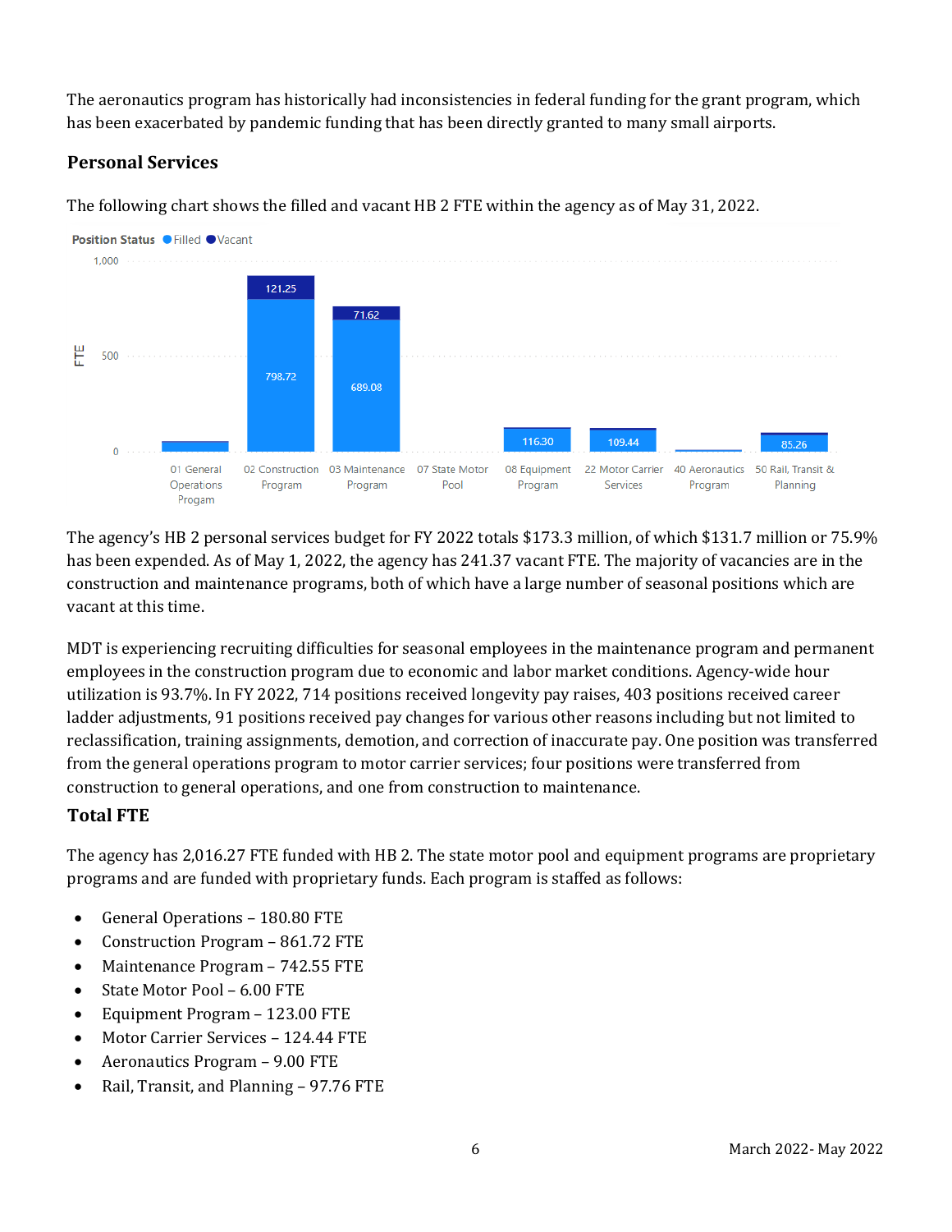The aeronautics program has historically had inconsistencies in federal funding for the grant program, which has been exacerbated by pandemic funding that has been directly granted to many small airports.

### Personal Services

The following chart shows the filled and vacant HB 2 FTE within the agency as of May 31, 2022.

Position Status: Filled, Vacant

| Program | Filled (FTE) | Vacant (FTE) |
|---|---|---|
| 01 General Operations Progam | | |
| 02 Construction Program | 798.72 | 121.25 |
| 03 Maintenance Program | 689.08 | 71.62 |
| 07 State Motor Pool | | |
| 08 Equipment Program | 116.30 | |
| 22 Motor Carrier Services | 109.44 | |
| 40 Aeronautics Program | | |
| 50 Rail, Transit & Planning | 85.26 | |

The agency's HB 2 personal services budget for FY 2022 totals $173.3 million, of which $131.7 million or 75.9% has been expended. As of May 1, 2022, the agency has 241.37 vacant FTE. The majority of vacancies are in the construction and maintenance programs, both of which have a large number of seasonal positions which are vacant at this time.

MDT is experiencing recruiting difficulties for seasonal employees in the maintenance program and permanent employees in the construction program due to economic and labor market conditions. Agency-wide hour utilization is 93.7%. In FY 2022, 714 positions received longevity pay raises, 403 positions received career ladder adjustments, 91 positions received pay changes for various other reasons including but not limited to reclassification, training assignments, demotion, and correction of inaccurate pay. One position was transferred from the general operations program to motor carrier services; four positions were transferred from construction to general operations, and one from construction to maintenance.

### Total FTE

The agency has 2,016.27 FTE funded with HB 2. The state motor pool and equipment programs are proprietary programs and are funded with proprietary funds. Each program is staffed as follows:

- General Operations – 180.80 FTE
- Construction Program – 861.72 FTE
- Maintenance Program – 742.55 FTE
- State Motor Pool – 6.00 FTE
- Equipment Program – 123.00 FTE
- Motor Carrier Services – 124.44 FTE
- Aeronautics Program – 9.00 FTE
- Rail, Transit, and Planning – 97.76 FTE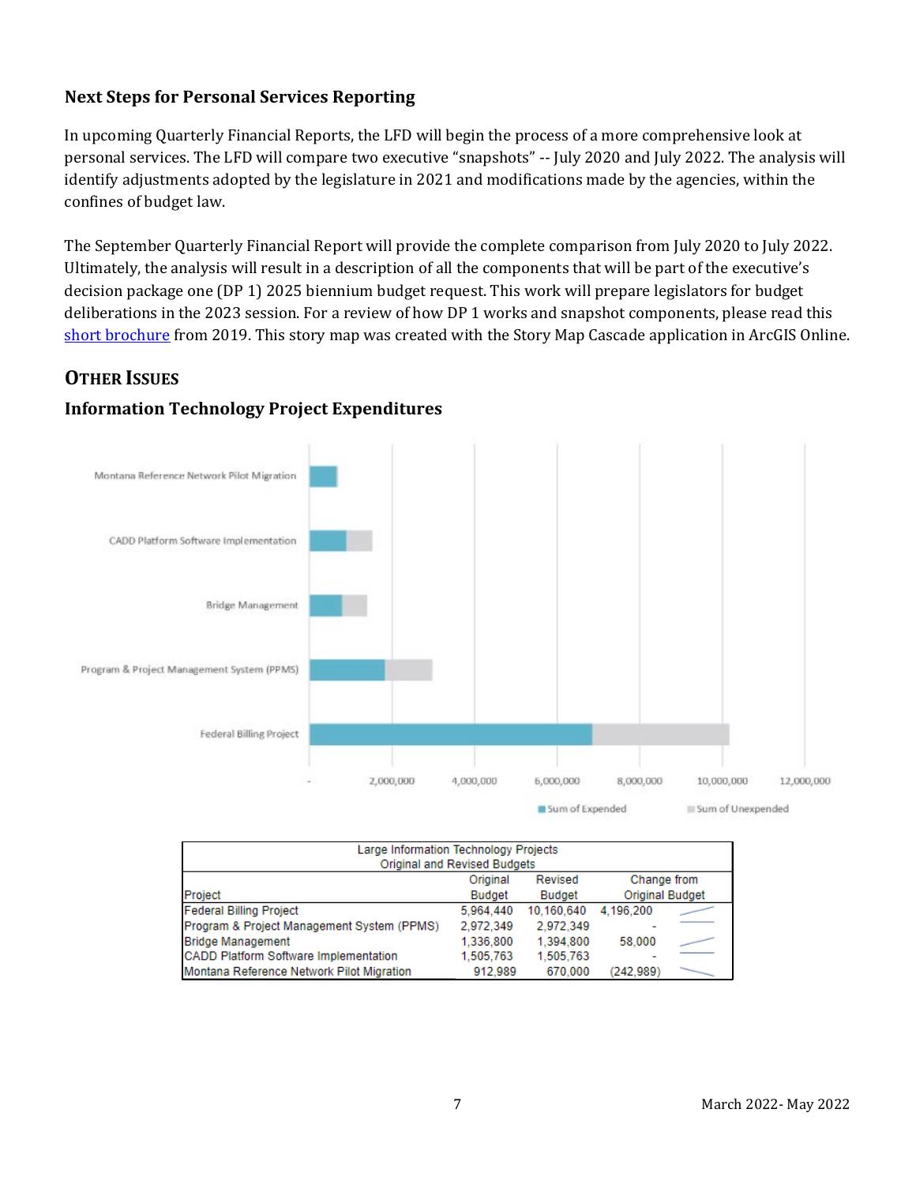### Next Steps for Personal Services Reporting

In upcoming Quarterly Financial Reports, the LFD will begin the process of a more comprehensive look at personal services. The LFD will compare two executive "snapshots" -- July 2020 and July 2022. The analysis will identify adjustments adopted by the legislature in 2021 and modifications made by the agencies, within the confines of budget law.

The September Quarterly Financial Report will provide the complete comparison from July 2020 to July 2022. Ultimately, the analysis will result in a description of all the components that will be part of the executive's decision package one (DP 1) 2025 biennium budget request. This work will prepare legislators for budget deliberations in the 2023 session. For a review of how DP 1 works and snapshot components, please read this [short brochure] from 2019. This story map was created with the Story Map Cascade application in ArcGIS Online.

## OTHER ISSUES

### Information Technology Project Expenditures

Montana Reference Network Pilot Migration

CADD Platform Software Implementation

Bridge Management

Program & Project Management System (PPMS)

Federal Billing Project

- 2,000,000 4,000,000 6,000,000 8,000,000 10,000,000 12,000,000

Sum of Expended Sum of Unexpended

| Large Information Technology Projects Original and Revised Budgets | | | |
|---|---|---|---|
| Project | Original Budget | Revised Budget | Change from Original Budget |
| Federal Billing Project | 5,964,440 | 10,160,640 | 4,196,200 |
| Program & Project Management System (PPMS) | 2,972,349 | 2,972,349 | - |
| Bridge Management | 1,336,800 | 1,394,800 | 58,000 |
| CADD Platform Software Implementation | 1,505,763 | 1,505,763 | - |
| Montana Reference Network Pilot Migration | 912,989 | 670,000 | (242,989) |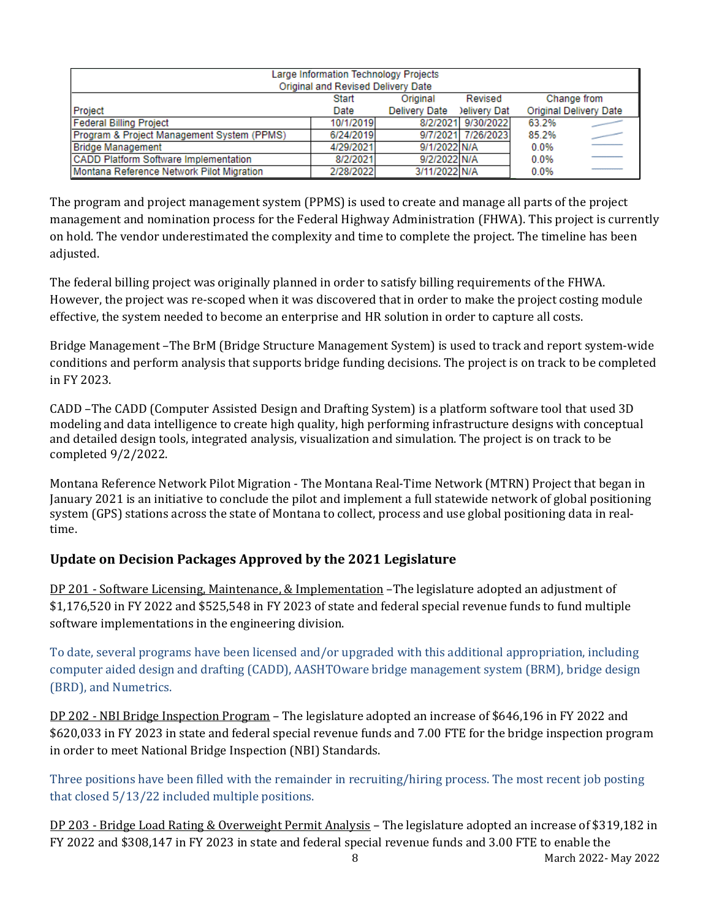| Large Information Technology Projects Original and Revised Delivery Date | | | | |
|---|---|---|---|---|
| Project | Start Date | Original Delivery Date | Revised Delivery Dat | Change from Original Delivery Date |
| Federal Billing Project | 10/1/2019 | 8/2/2021 | 9/30/2022 | 63.2% |
| Program & Project Management System (PPMS) | 6/24/2019 | 9/7/2021 | 7/26/2023 | 85.2% |
| Bridge Management | 4/29/2021 | 9/1/2022 | N/A | 0.0% |
| CADD Platform Software Implementation | 8/2/2021 | 9/2/2022 | N/A | 0.0% |
| Montana Reference Network Pilot Migration | 2/28/2022 | 3/11/2022 | N/A | 0.0% |

The program and project management system (PPMS) is used to create and manage all parts of the project management and nomination process for the Federal Highway Administration (FHWA). This project is currently on hold. The vendor underestimated the complexity and time to complete the project. The timeline has been adjusted.

The federal billing project was originally planned in order to satisfy billing requirements of the FHWA. However, the project was re-scoped when it was discovered that in order to make the project costing module effective, the system needed to become an enterprise and HR solution in order to capture all costs.

Bridge Management –The BrM (Bridge Structure Management System) is used to track and report system-wide conditions and perform analysis that supports bridge funding decisions. The project is on track to be completed in FY 2023.

CADD –The CADD (Computer Assisted Design and Drafting System) is a platform software tool that used 3D modeling and data intelligence to create high quality, high performing infrastructure designs with conceptual and detailed design tools, integrated analysis, visualization and simulation. The project is on track to be completed 9/2/2022.

Montana Reference Network Pilot Migration - The Montana Real-Time Network (MTRN) Project that began in January 2021 is an initiative to conclude the pilot and implement a full statewide network of global positioning system (GPS) stations across the state of Montana to collect, process and use global positioning data in real-time.

## Update on Decision Packages Approved by the 2021 Legislature

DP 201 - Software Licensing, Maintenance, & Implementation –The legislature adopted an adjustment of $1,176,520 in FY 2022 and $525,548 in FY 2023 of state and federal special revenue funds to fund multiple software implementations in the engineering division.

To date, several programs have been licensed and/or upgraded with this additional appropriation, including computer aided design and drafting (CADD), AASHTOware bridge management system (BRM), bridge design (BRD), and Numetrics.

DP 202 - NBI Bridge Inspection Program – The legislature adopted an increase of $646,196 in FY 2022 and $620,033 in FY 2023 in state and federal special revenue funds and 7.00 FTE for the bridge inspection program in order to meet National Bridge Inspection (NBI) Standards.

Three positions have been filled with the remainder in recruiting/hiring process. The most recent job posting that closed 5/13/22 included multiple positions.

DP 203 - Bridge Load Rating & Overweight Permit Analysis – The legislature adopted an increase of $319,182 in FY 2022 and $308,147 in FY 2023 in state and federal special revenue funds and 3.00 FTE to enable the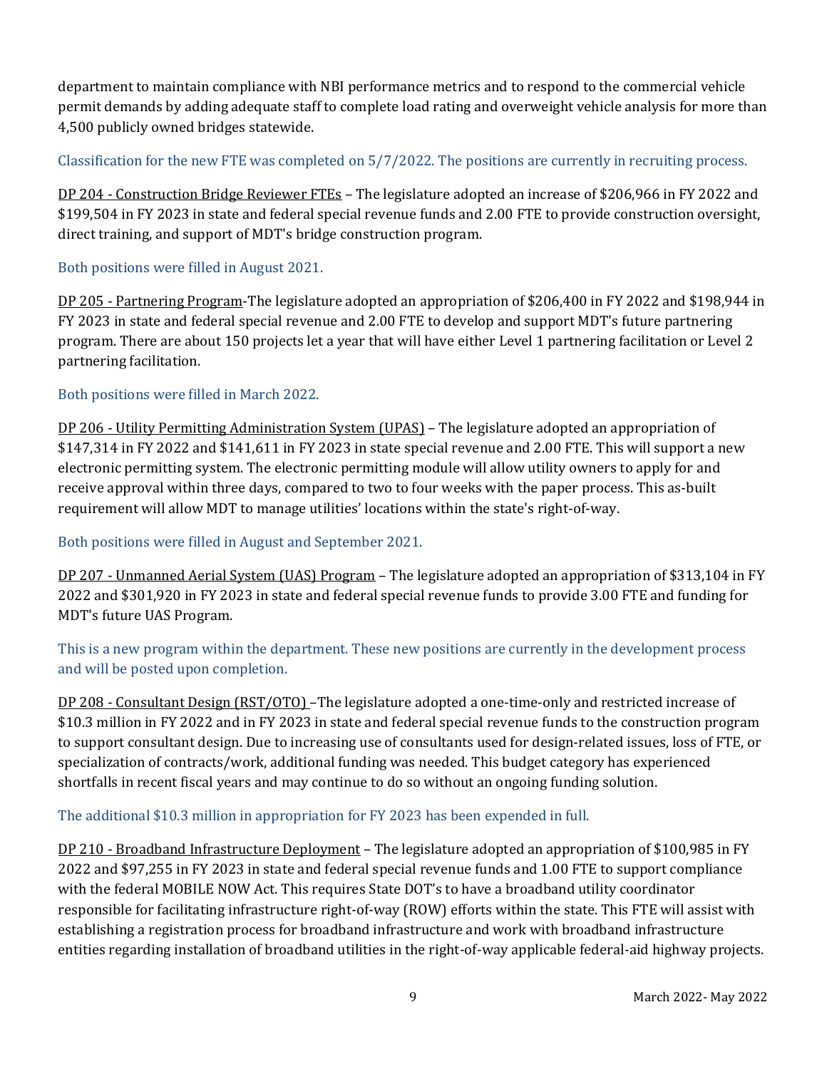department to maintain compliance with NBI performance metrics and to respond to the commercial vehicle permit demands by adding adequate staff to complete load rating and overweight vehicle analysis for more than 4,500 publicly owned bridges statewide.

Classification for the new FTE was completed on 5/7/2022. The positions are currently in recruiting process.

DP 204 - Construction Bridge Reviewer FTEs – The legislature adopted an increase of $206,966 in FY 2022 and $199,504 in FY 2023 in state and federal special revenue funds and 2.00 FTE to provide construction oversight, direct training, and support of MDT's bridge construction program.

Both positions were filled in August 2021.

DP 205 - Partnering Program-The legislature adopted an appropriation of $206,400 in FY 2022 and $198,944 in FY 2023 in state and federal special revenue and 2.00 FTE to develop and support MDT's future partnering program. There are about 150 projects let a year that will have either Level 1 partnering facilitation or Level 2 partnering facilitation.

Both positions were filled in March 2022.

DP 206 - Utility Permitting Administration System (UPAS) – The legislature adopted an appropriation of $147,314 in FY 2022 and $141,611 in FY 2023 in state special revenue and 2.00 FTE. This will support a new electronic permitting system. The electronic permitting module will allow utility owners to apply for and receive approval within three days, compared to two to four weeks with the paper process. This as-built requirement will allow MDT to manage utilities' locations within the state's right-of-way.

Both positions were filled in August and September 2021.

DP 207 - Unmanned Aerial System (UAS) Program – The legislature adopted an appropriation of $313,104 in FY 2022 and $301,920 in FY 2023 in state and federal special revenue funds to provide 3.00 FTE and funding for MDT's future UAS Program.

This is a new program within the department. These new positions are currently in the development process and will be posted upon completion.

DP 208 - Consultant Design (RST/OTO) –The legislature adopted a one-time-only and restricted increase of $10.3 million in FY 2022 and in FY 2023 in state and federal special revenue funds to the construction program to support consultant design. Due to increasing use of consultants used for design-related issues, loss of FTE, or specialization of contracts/work, additional funding was needed. This budget category has experienced shortfalls in recent fiscal years and may continue to do so without an ongoing funding solution.

The additional $10.3 million in appropriation for FY 2023 has been expended in full.

DP 210 - Broadband Infrastructure Deployment – The legislature adopted an appropriation of $100,985 in FY 2022 and $97,255 in FY 2023 in state and federal special revenue funds and 1.00 FTE to support compliance with the federal MOBILE NOW Act. This requires State DOT's to have a broadband utility coordinator responsible for facilitating infrastructure right-of-way (ROW) efforts within the state. This FTE will assist with establishing a registration process for broadband infrastructure and work with broadband infrastructure entities regarding installation of broadband utilities in the right-of-way applicable federal-aid highway projects.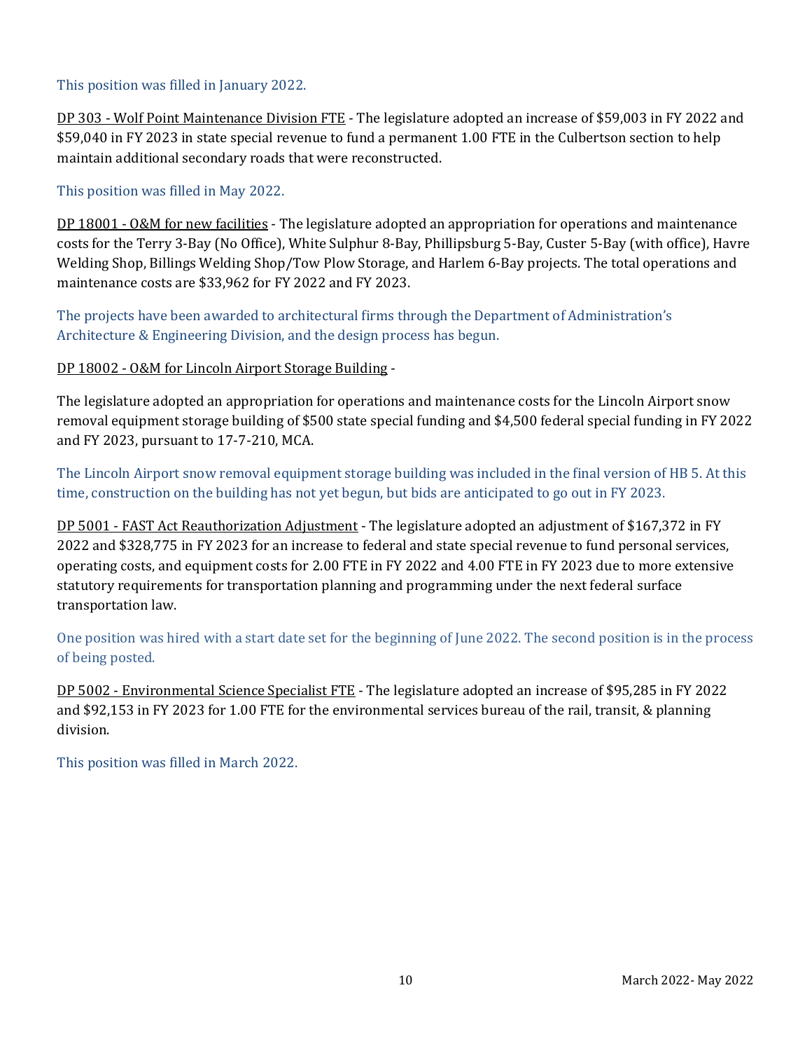This position was filled in January 2022.

DP 303 - Wolf Point Maintenance Division FTE - The legislature adopted an increase of $59,003 in FY 2022 and $59,040 in FY 2023 in state special revenue to fund a permanent 1.00 FTE in the Culbertson section to help maintain additional secondary roads that were reconstructed.

This position was filled in May 2022.

DP 18001 - O&M for new facilities - The legislature adopted an appropriation for operations and maintenance costs for the Terry 3-Bay (No Office), White Sulphur 8-Bay, Phillipsburg 5-Bay, Custer 5-Bay (with office), Havre Welding Shop, Billings Welding Shop/Tow Plow Storage, and Harlem 6-Bay projects. The total operations and maintenance costs are $33,962 for FY 2022 and FY 2023.

The projects have been awarded to architectural firms through the Department of Administration's Architecture & Engineering Division, and the design process has begun.

DP 18002 - O&M for Lincoln Airport Storage Building -

The legislature adopted an appropriation for operations and maintenance costs for the Lincoln Airport snow removal equipment storage building of $500 state special funding and $4,500 federal special funding in FY 2022 and FY 2023, pursuant to 17-7-210, MCA.

The Lincoln Airport snow removal equipment storage building was included in the final version of HB 5. At this time, construction on the building has not yet begun, but bids are anticipated to go out in FY 2023.

DP 5001 - FAST Act Reauthorization Adjustment - The legislature adopted an adjustment of $167,372 in FY 2022 and $328,775 in FY 2023 for an increase to federal and state special revenue to fund personal services, operating costs, and equipment costs for 2.00 FTE in FY 2022 and 4.00 FTE in FY 2023 due to more extensive statutory requirements for transportation planning and programming under the next federal surface transportation law.

One position was hired with a start date set for the beginning of June 2022. The second position is in the process of being posted.

DP 5002 - Environmental Science Specialist FTE - The legislature adopted an increase of $95,285 in FY 2022 and $92,153 in FY 2023 for 1.00 FTE for the environmental services bureau of the rail, transit, & planning division.

This position was filled in March 2022.